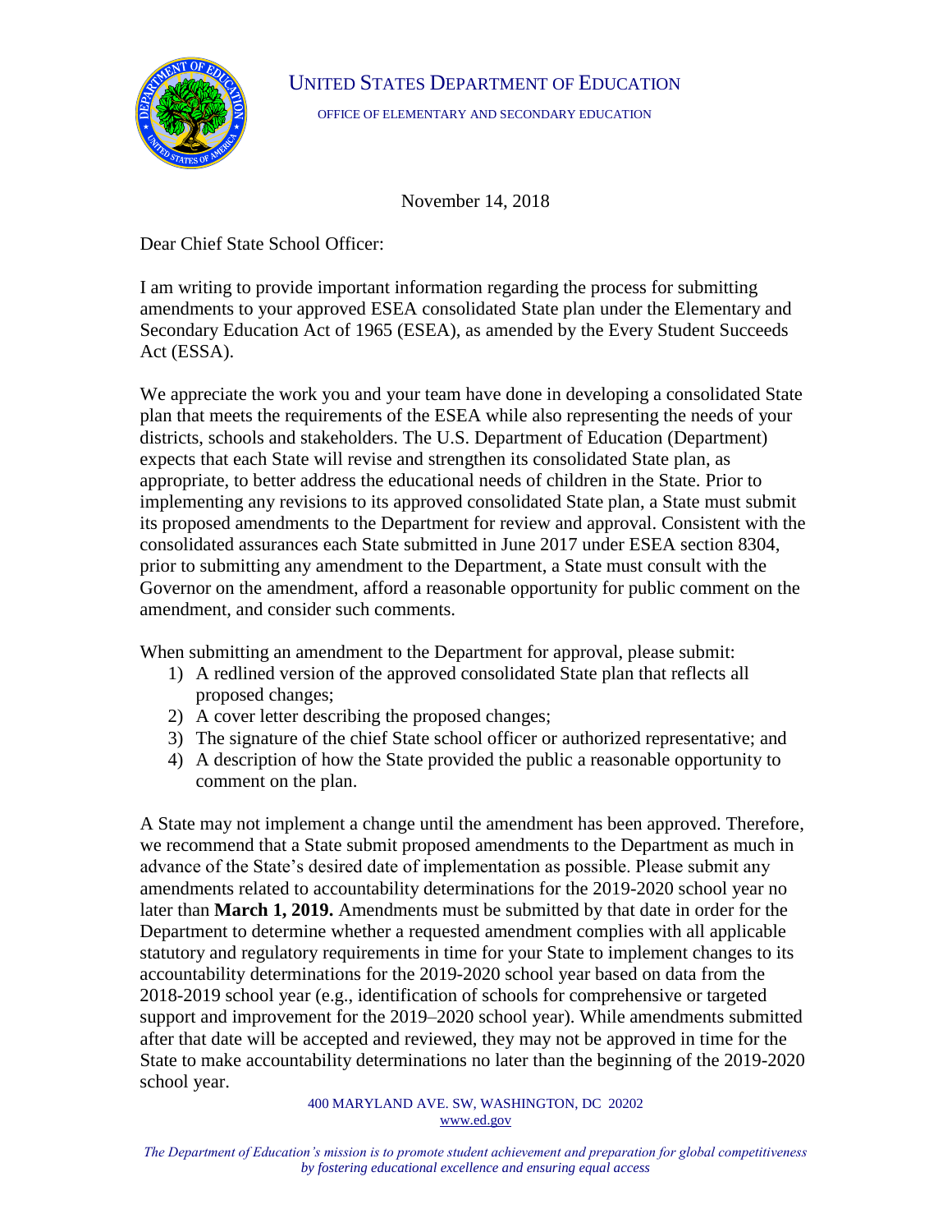# UNITED STATES DEPARTMENT OF EDUCATION

OFFICE OF ELEMENTARY AND SECONDARY EDUCATION

November 14, 2018

Dear Chief State School Officer:

I am writing to provide important information regarding the process for submitting amendments to your approved ESEA consolidated State plan under the Elementary and Secondary Education Act of 1965 (ESEA), as amended by the Every Student Succeeds Act (ESSA).

We appreciate the work you and your team have done in developing a consolidated State plan that meets the requirements of the ESEA while also representing the needs of your districts, schools and stakeholders. The U.S. Department of Education (Department) expects that each State will revise and strengthen its consolidated State plan, as appropriate, to better address the educational needs of children in the State. Prior to implementing any revisions to its approved consolidated State plan, a State must submit its proposed amendments to the Department for review and approval. Consistent with the consolidated assurances each State submitted in June 2017 under ESEA section 8304, prior to submitting any amendment to the Department, a State must consult with the Governor on the amendment, afford a reasonable opportunity for public comment on the amendment, and consider such comments.

When submitting an amendment to the Department for approval, please submit:

1) A redlined version of the approved consolidated State plan that reflects all proposed changes;
2) A cover letter describing the proposed changes;
3) The signature of the chief State school officer or authorized representative; and
4) A description of how the State provided the public a reasonable opportunity to comment on the plan.

A State may not implement a change until the amendment has been approved. Therefore, we recommend that a State submit proposed amendments to the Department as much in advance of the State's desired date of implementation as possible. Please submit any amendments related to accountability determinations for the 2019-2020 school year no later than **March 1, 2019.** Amendments must be submitted by that date in order for the Department to determine whether a requested amendment complies with all applicable statutory and regulatory requirements in time for your State to implement changes to its accountability determinations for the 2019-2020 school year based on data from the 2018-2019 school year (e.g., identification of schools for comprehensive or targeted support and improvement for the 2019–2020 school year). While amendments submitted after that date will be accepted and reviewed, they may not be approved in time for the State to make accountability determinations no later than the beginning of the 2019-2020 school year.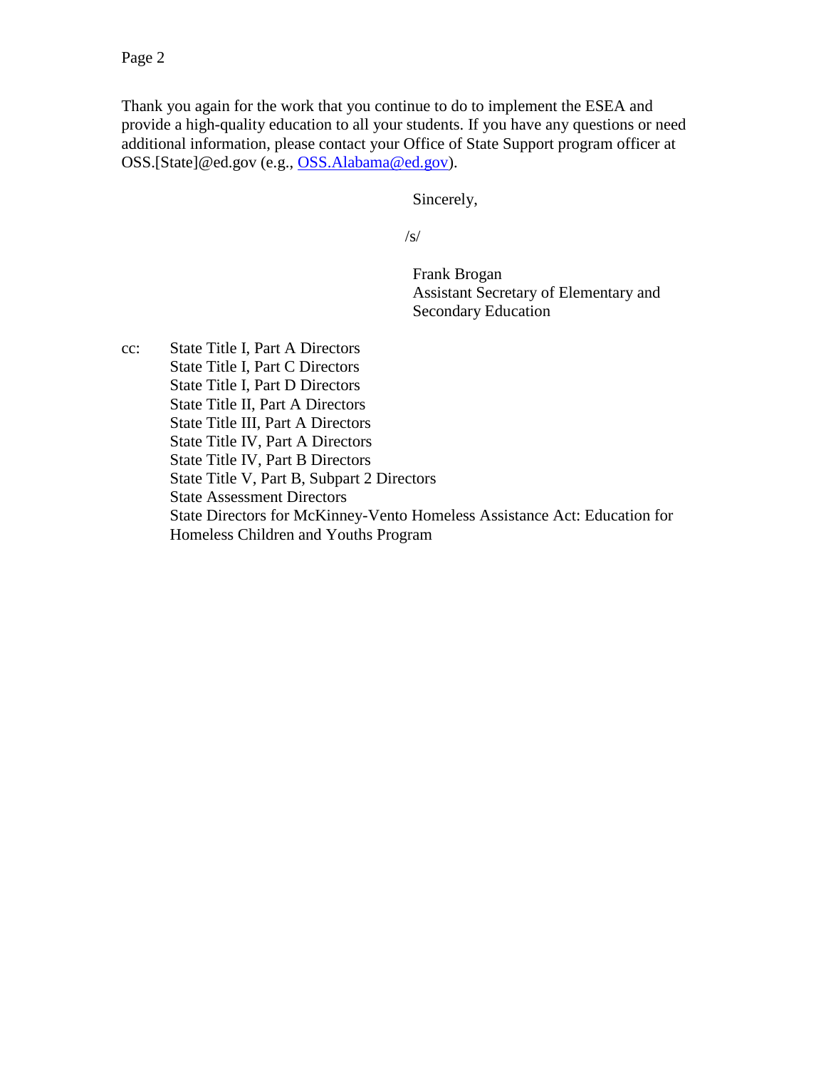Thank you again for the work that you continue to do to implement the ESEA and provide a high-quality education to all your students. If you have any questions or need additional information, please contact your Office of State Support program officer at OSS.[State]@ed.gov (e.g., OSS.Alabama@ed.gov).

Sincerely,

/s/

Frank Brogan
Assistant Secretary of Elementary and Secondary Education

cc: State Title I, Part A Directors
State Title I, Part C Directors
State Title I, Part D Directors
State Title II, Part A Directors
State Title III, Part A Directors
State Title IV, Part A Directors
State Title IV, Part B Directors
State Title V, Part B, Subpart 2 Directors
State Assessment Directors
State Directors for McKinney-Vento Homeless Assistance Act: Education for Homeless Children and Youths Program